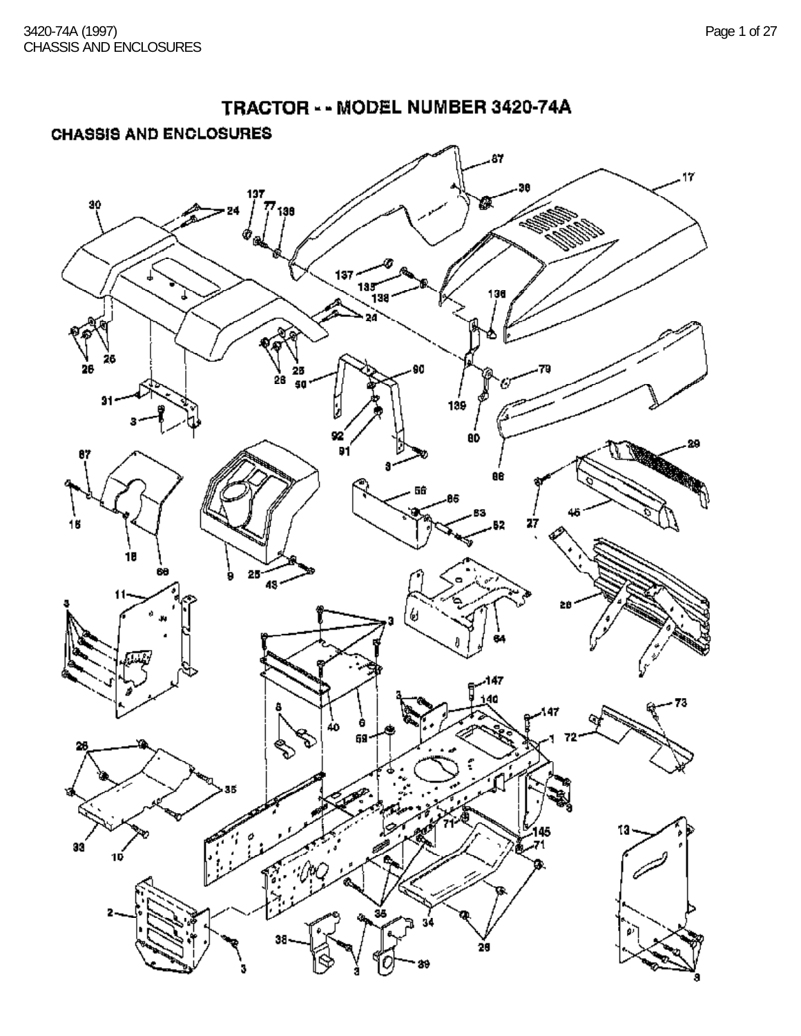# TRACTOR - - MODEL NUMBER 3420-74A

## CHASSIS AND ENCLOSURES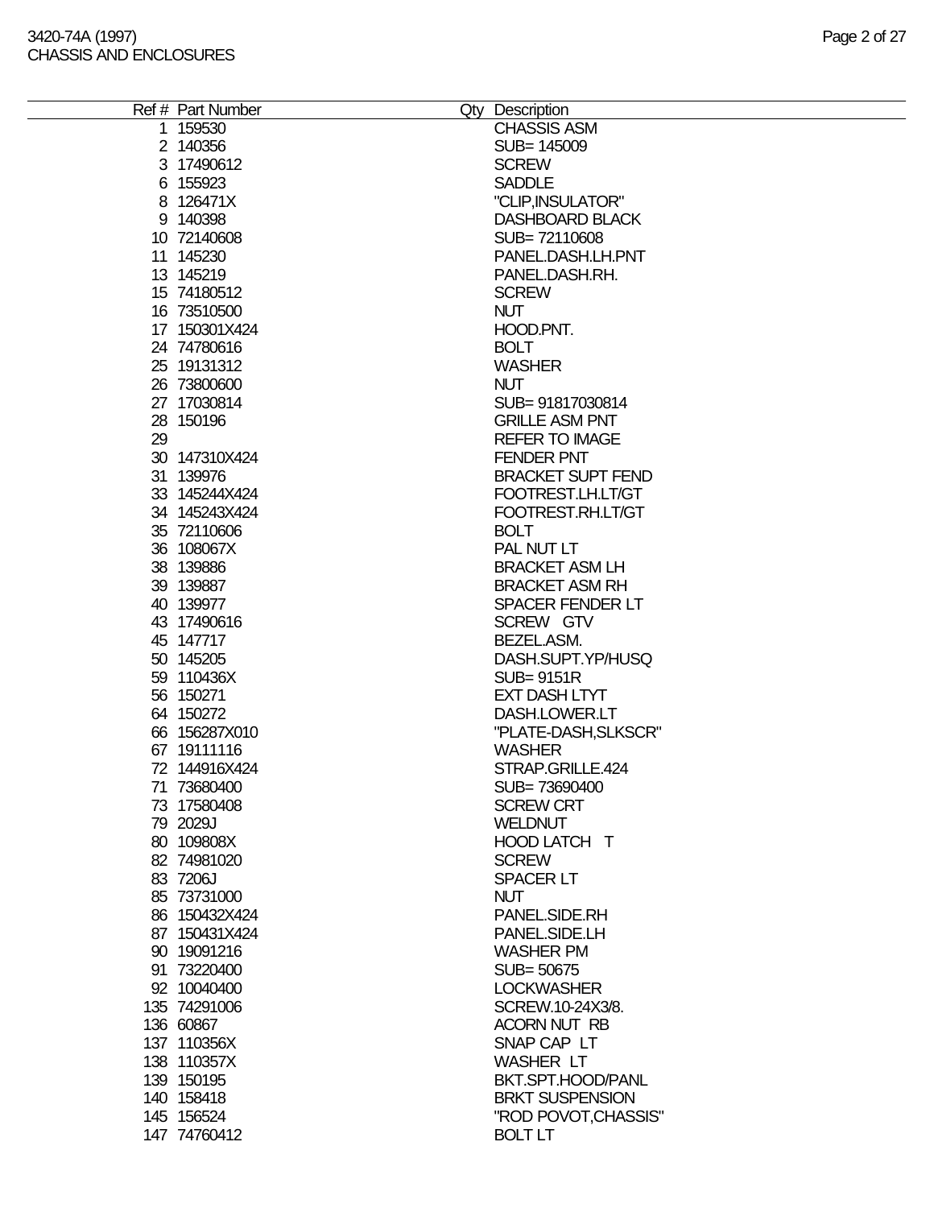| Ref # | Part Number | Qty | Description |
|---|---|---|---|
| 1 | 159530 | | CHASSIS ASM |
| 2 | 140356 | | SUB= 145009 |
| 3 | 17490612 | | SCREW |
| 6 | 155923 | | SADDLE |
| 8 | 126471X | | "CLIP,INSULATOR" |
| 9 | 140398 | | DASHBOARD BLACK |
| 10 | 72140608 | | SUB= 72110608 |
| 11 | 145230 | | PANEL.DASH.LH.PNT |
| 13 | 145219 | | PANEL.DASH.RH. |
| 15 | 74180512 | | SCREW |
| 16 | 73510500 | | NUT |
| 17 | 150301X424 | | HOOD.PNT. |
| 24 | 74780616 | | BOLT |
| 25 | 19131312 | | WASHER |
| 26 | 73800600 | | NUT |
| 27 | 17030814 | | SUB= 91817030814 |
| 28 | 150196 | | GRILLE ASM PNT |
| 29 | | | REFER TO IMAGE |
| 30 | 147310X424 | | FENDER PNT |
| 31 | 139976 | | BRACKET SUPT FEND |
| 33 | 145244X424 | | FOOTREST.LH.LT/GT |
| 34 | 145243X424 | | FOOTREST.RH.LT/GT |
| 35 | 72110606 | | BOLT |
| 36 | 108067X | | PAL NUT LT |
| 38 | 139886 | | BRACKET ASM LH |
| 39 | 139887 | | BRACKET ASM RH |
| 40 | 139977 | | SPACER FENDER LT |
| 43 | 17490616 | | SCREW GTV |
| 45 | 147717 | | BEZEL.ASM. |
| 50 | 145205 | | DASH.SUPT.YP/HUSQ |
| 59 | 110436X | | SUB= 9151R |
| 56 | 150271 | | EXT DASH LTYT |
| 64 | 150272 | | DASH.LOWER.LT |
| 66 | 156287X010 | | "PLATE-DASH,SLKSCR" |
| 67 | 19111116 | | WASHER |
| 72 | 144916X424 | | STRAP.GRILLE.424 |
| 71 | 73680400 | | SUB= 73690400 |
| 73 | 17580408 | | SCREW CRT |
| 79 | 2029J | | WELDNUT |
| 80 | 109808X | | HOOD LATCH T |
| 82 | 74981020 | | SCREW |
| 83 | 7206J | | SPACER LT |
| 85 | 73731000 | | NUT |
| 86 | 150432X424 | | PANEL.SIDE.RH |
| 87 | 150431X424 | | PANEL.SIDE.LH |
| 90 | 19091216 | | WASHER PM |
| 91 | 73220400 | | SUB= 50675 |
| 92 | 10040400 | | LOCKWASHER |
| 135 | 74291006 | | SCREW.10-24X3/8. |
| 136 | 60867 | | ACORN NUT RB |
| 137 | 110356X | | SNAP CAP LT |
| 138 | 110357X | | WASHER LT |
| 139 | 150195 | | BKT.SPT.HOOD/PANL |
| 140 | 158418 | | BRKT SUSPENSION |
| 145 | 156524 | | "ROD POVOT,CHASSIS" |
| 147 | 74760412 | | BOLT LT |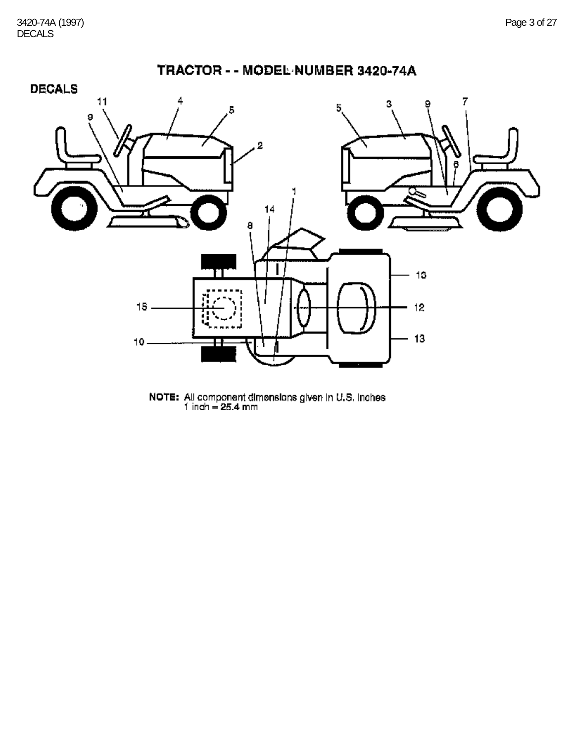# TRACTOR - - MODEL NUMBER 3420-74A

## DECALS

NOTE: All component dimensions given in U.S. inches
1 inch = 25.4 mm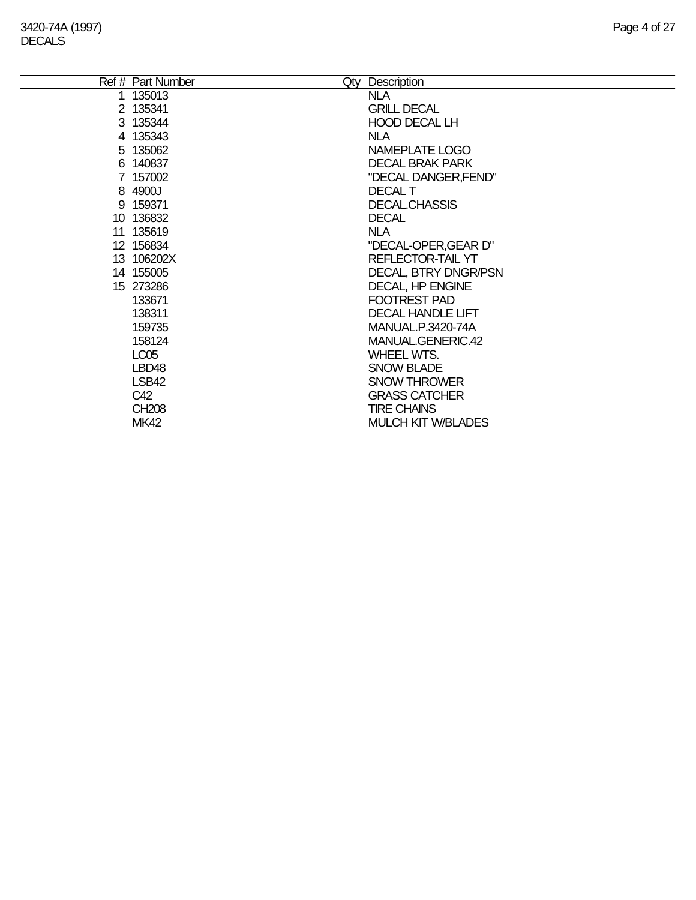3420-74A (1997)
DECALS

| Ref # | Part Number | Qty | Description |
|---|---|---|---|
| 1 | 135013 | | NLA |
| 2 | 135341 | | GRILL DECAL |
| 3 | 135344 | | HOOD DECAL LH |
| 4 | 135343 | | NLA |
| 5 | 135062 | | NAMEPLATE LOGO |
| 6 | 140837 | | DECAL BRAK PARK |
| 7 | 157002 | | "DECAL DANGER,FEND" |
| 8 | 4900J | | DECAL T |
| 9 | 159371 | | DECAL.CHASSIS |
| 10 | 136832 | | DECAL |
| 11 | 135619 | | NLA |
| 12 | 156834 | | "DECAL-OPER,GEAR D" |
| 13 | 106202X | | REFLECTOR-TAIL YT |
| 14 | 155005 | | DECAL, BTRY DNGR/PSN |
| 15 | 273286 | | DECAL, HP ENGINE |
| | 133671 | | FOOTREST PAD |
| | 138311 | | DECAL HANDLE LIFT |
| | 159735 | | MANUAL.P.3420-74A |
| | 158124 | | MANUAL.GENERIC.42 |
| | LC05 | | WHEEL WTS. |
| | LBD48 | | SNOW BLADE |
| | LSB42 | | SNOW THROWER |
| | C42 | | GRASS CATCHER |
| | CH208 | | TIRE CHAINS |
| | MK42 | | MULCH KIT W/BLADES |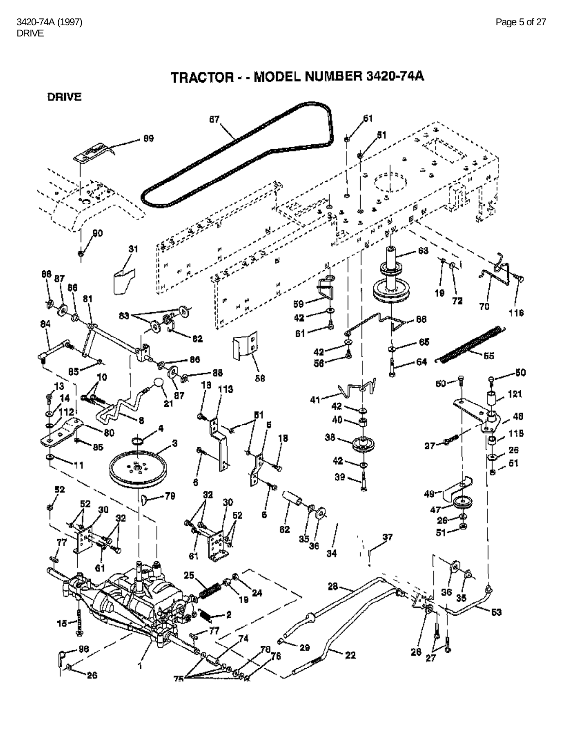# TRACTOR - - MODEL NUMBER 3420-74A

## DRIVE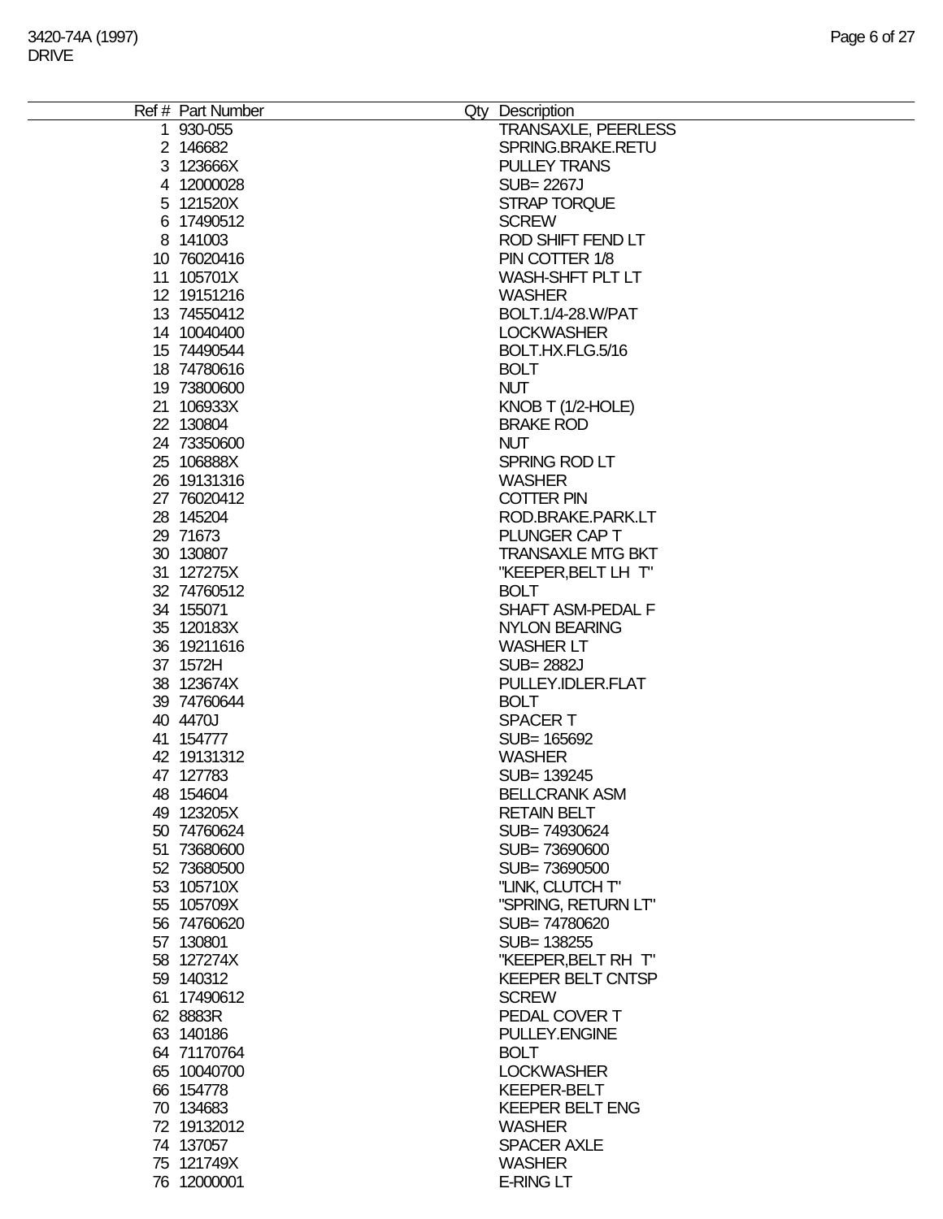| Ref # | Part Number | Qty | Description |
|---|---|---|---|
| 1 | 930-055 | | TRANSAXLE, PEERLESS |
| 2 | 146682 | | SPRING.BRAKE.RETU |
| 3 | 123666X | | PULLEY TRANS |
| 4 | 12000028 | | SUB= 2267J |
| 5 | 121520X | | STRAP TORQUE |
| 6 | 17490512 | | SCREW |
| 8 | 141003 | | ROD SHIFT FEND LT |
| 10 | 76020416 | | PIN COTTER 1/8 |
| 11 | 105701X | | WASH-SHFT PLT LT |
| 12 | 19151216 | | WASHER |
| 13 | 74550412 | | BOLT.1/4-28.W/PAT |
| 14 | 10040400 | | LOCKWASHER |
| 15 | 74490544 | | BOLT.HX.FLG.5/16 |
| 18 | 74780616 | | BOLT |
| 19 | 73800600 | | NUT |
| 21 | 106933X | | KNOB T (1/2-HOLE) |
| 22 | 130804 | | BRAKE ROD |
| 24 | 73350600 | | NUT |
| 25 | 106888X | | SPRING ROD LT |
| 26 | 19131316 | | WASHER |
| 27 | 76020412 | | COTTER PIN |
| 28 | 145204 | | ROD.BRAKE.PARK.LT |
| 29 | 71673 | | PLUNGER CAP T |
| 30 | 130807 | | TRANSAXLE MTG BKT |
| 31 | 127275X | | "KEEPER,BELT LH T" |
| 32 | 74760512 | | BOLT |
| 34 | 155071 | | SHAFT ASM-PEDAL F |
| 35 | 120183X | | NYLON BEARING |
| 36 | 19211616 | | WASHER LT |
| 37 | 1572H | | SUB= 2882J |
| 38 | 123674X | | PULLEY.IDLER.FLAT |
| 39 | 74760644 | | BOLT |
| 40 | 4470J | | SPACER T |
| 41 | 154777 | | SUB= 165692 |
| 42 | 19131312 | | WASHER |
| 47 | 127783 | | SUB= 139245 |
| 48 | 154604 | | BELLCRANK ASM |
| 49 | 123205X | | RETAIN BELT |
| 50 | 74760624 | | SUB= 74930624 |
| 51 | 73680600 | | SUB= 73690600 |
| 52 | 73680500 | | SUB= 73690500 |
| 53 | 105710X | | "LINK, CLUTCH T" |
| 55 | 105709X | | "SPRING, RETURN LT" |
| 56 | 74760620 | | SUB= 74780620 |
| 57 | 130801 | | SUB= 138255 |
| 58 | 127274X | | "KEEPER,BELT RH T" |
| 59 | 140312 | | KEEPER BELT CNTSP |
| 61 | 17490612 | | SCREW |
| 62 | 8883R | | PEDAL COVER T |
| 63 | 140186 | | PULLEY.ENGINE |
| 64 | 71170764 | | BOLT |
| 65 | 10040700 | | LOCKWASHER |
| 66 | 154778 | | KEEPER-BELT |
| 70 | 134683 | | KEEPER BELT ENG |
| 72 | 19132012 | | WASHER |
| 74 | 137057 | | SPACER AXLE |
| 75 | 121749X | | WASHER |
| 76 | 12000001 | | E-RING LT |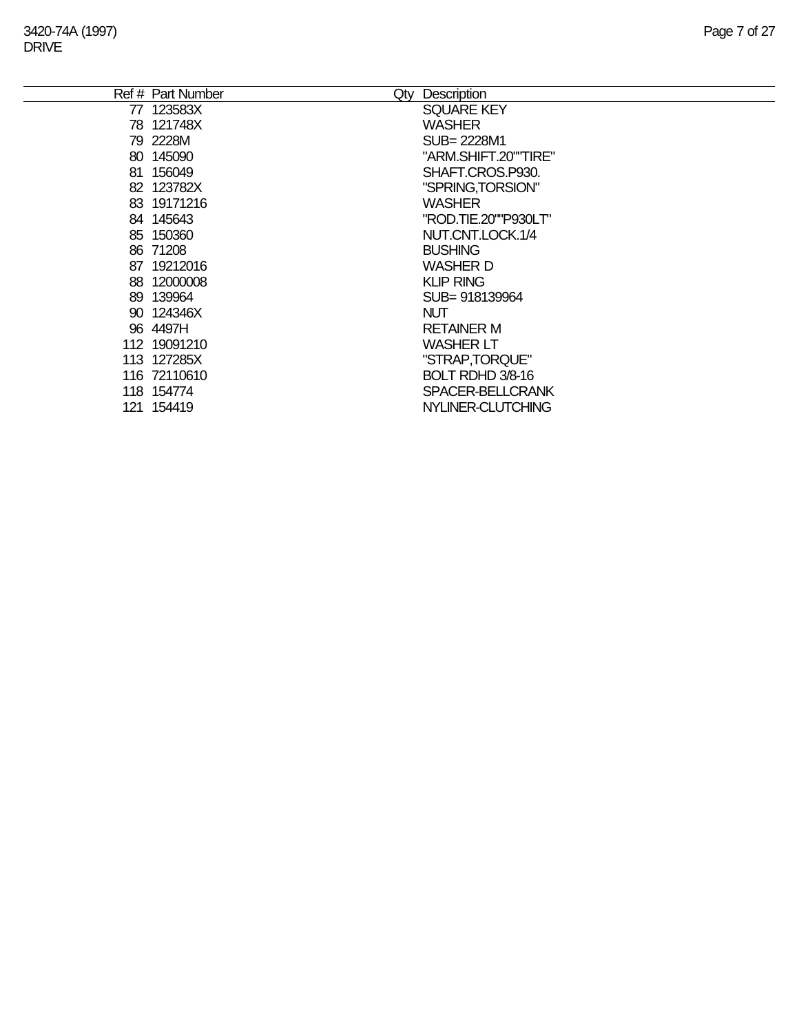3420-74A (1997)
DRIVE

| Ref # | Part Number | Qty | Description |
|---|---|---|---|
| 77 | 123583X | | SQUARE KEY |
| 78 | 121748X | | WASHER |
| 79 | 2228M | | SUB= 2228M1 |
| 80 | 145090 | | "ARM.SHIFT.20""TIRE" |
| 81 | 156049 | | SHAFT.CROS.P930. |
| 82 | 123782X | | "SPRING,TORSION" |
| 83 | 19171216 | | WASHER |
| 84 | 145643 | | "ROD.TIE.20""P930LT" |
| 85 | 150360 | | NUT.CNT.LOCK.1/4 |
| 86 | 71208 | | BUSHING |
| 87 | 19212016 | | WASHER D |
| 88 | 12000008 | | KLIP RING |
| 89 | 139964 | | SUB= 918139964 |
| 90 | 124346X | | NUT |
| 96 | 4497H | | RETAINER M |
| 112 | 19091210 | | WASHER LT |
| 113 | 127285X | | "STRAP,TORQUE" |
| 116 | 72110610 | | BOLT RDHD 3/8-16 |
| 118 | 154774 | | SPACER-BELLCRANK |
| 121 | 154419 | | NYLINER-CLUTCHING |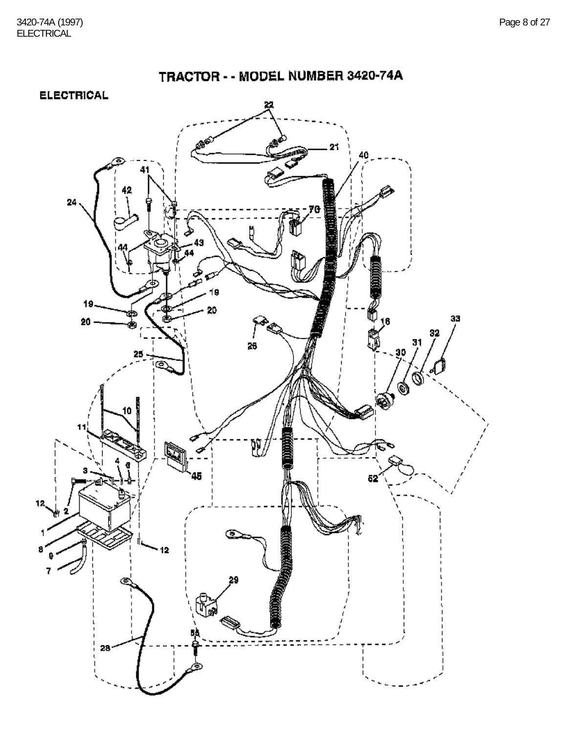# TRACTOR - - MODEL NUMBER 3420-74A

## ELECTRICAL

22
21
40
41
42
24
70
43
44
44
19
19
20
20
16
33
32
31
30
26
25
10
11
45
4
6
3
52
12
2
1
8
9
12
7
29
28
53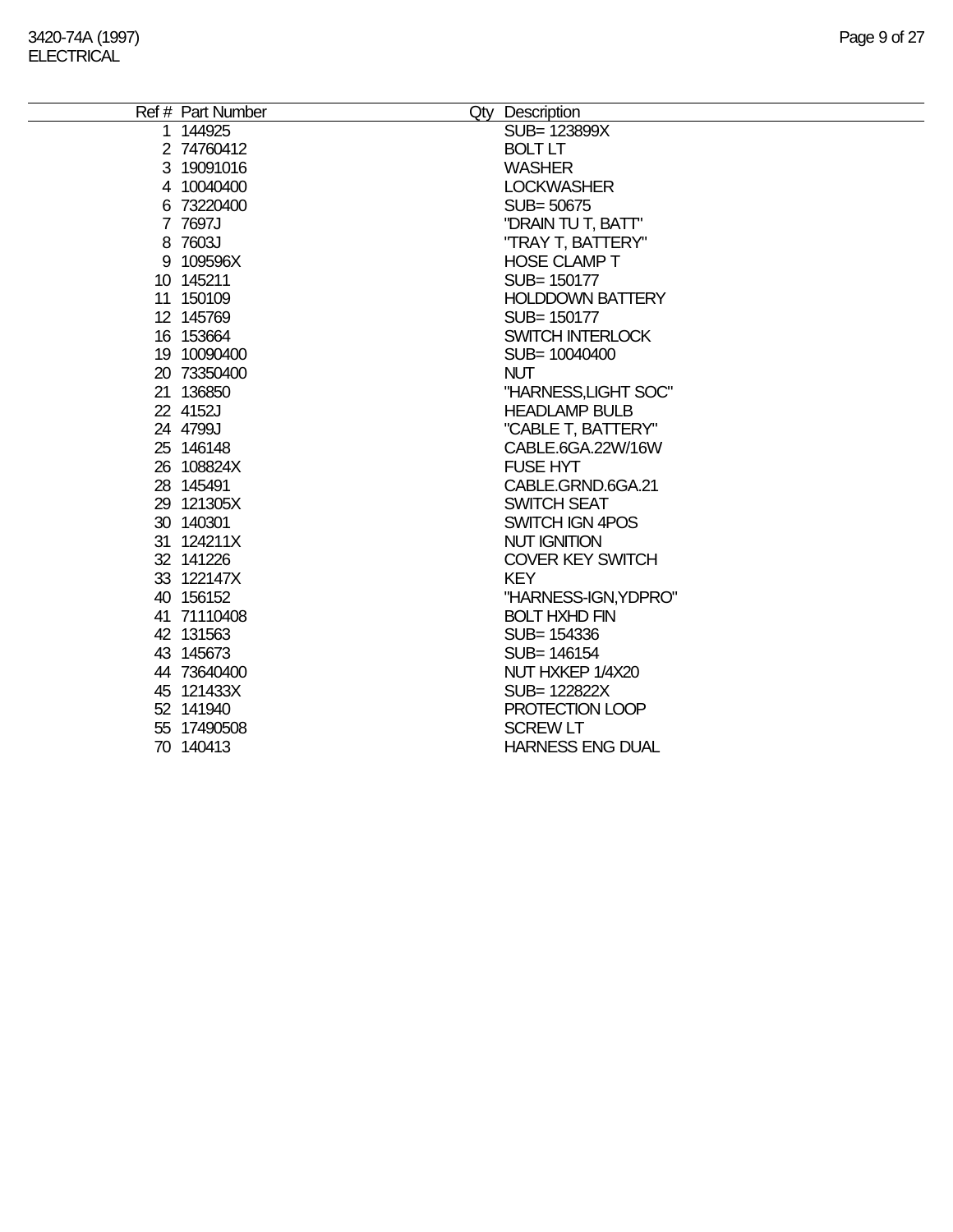| Ref # | Part Number | Qty | Description |
|---|---|---|---|
| 1 | 144925 | | SUB= 123899X |
| 2 | 74760412 | | BOLT LT |
| 3 | 19091016 | | WASHER |
| 4 | 10040400 | | LOCKWASHER |
| 6 | 73220400 | | SUB= 50675 |
| 7 | 7697J | | "DRAIN TU T, BATT" |
| 8 | 7603J | | "TRAY T, BATTERY" |
| 9 | 109596X | | HOSE CLAMP T |
| 10 | 145211 | | SUB= 150177 |
| 11 | 150109 | | HOLDDOWN BATTERY |
| 12 | 145769 | | SUB= 150177 |
| 16 | 153664 | | SWITCH INTERLOCK |
| 19 | 10090400 | | SUB= 10040400 |
| 20 | 73350400 | | NUT |
| 21 | 136850 | | "HARNESS,LIGHT SOC" |
| 22 | 4152J | | HEADLAMP BULB |
| 24 | 4799J | | "CABLE T, BATTERY" |
| 25 | 146148 | | CABLE.6GA.22W/16W |
| 26 | 108824X | | FUSE HYT |
| 28 | 145491 | | CABLE.GRND.6GA.21 |
| 29 | 121305X | | SWITCH SEAT |
| 30 | 140301 | | SWITCH IGN 4POS |
| 31 | 124211X | | NUT IGNITION |
| 32 | 141226 | | COVER KEY SWITCH |
| 33 | 122147X | | KEY |
| 40 | 156152 | | "HARNESS-IGN,YDPRO" |
| 41 | 71110408 | | BOLT HXHD FIN |
| 42 | 131563 | | SUB= 154336 |
| 43 | 145673 | | SUB= 146154 |
| 44 | 73640400 | | NUT HXKEP 1/4X20 |
| 45 | 121433X | | SUB= 122822X |
| 52 | 141940 | | PROTECTION LOOP |
| 55 | 17490508 | | SCREW LT |
| 70 | 140413 | | HARNESS ENG DUAL |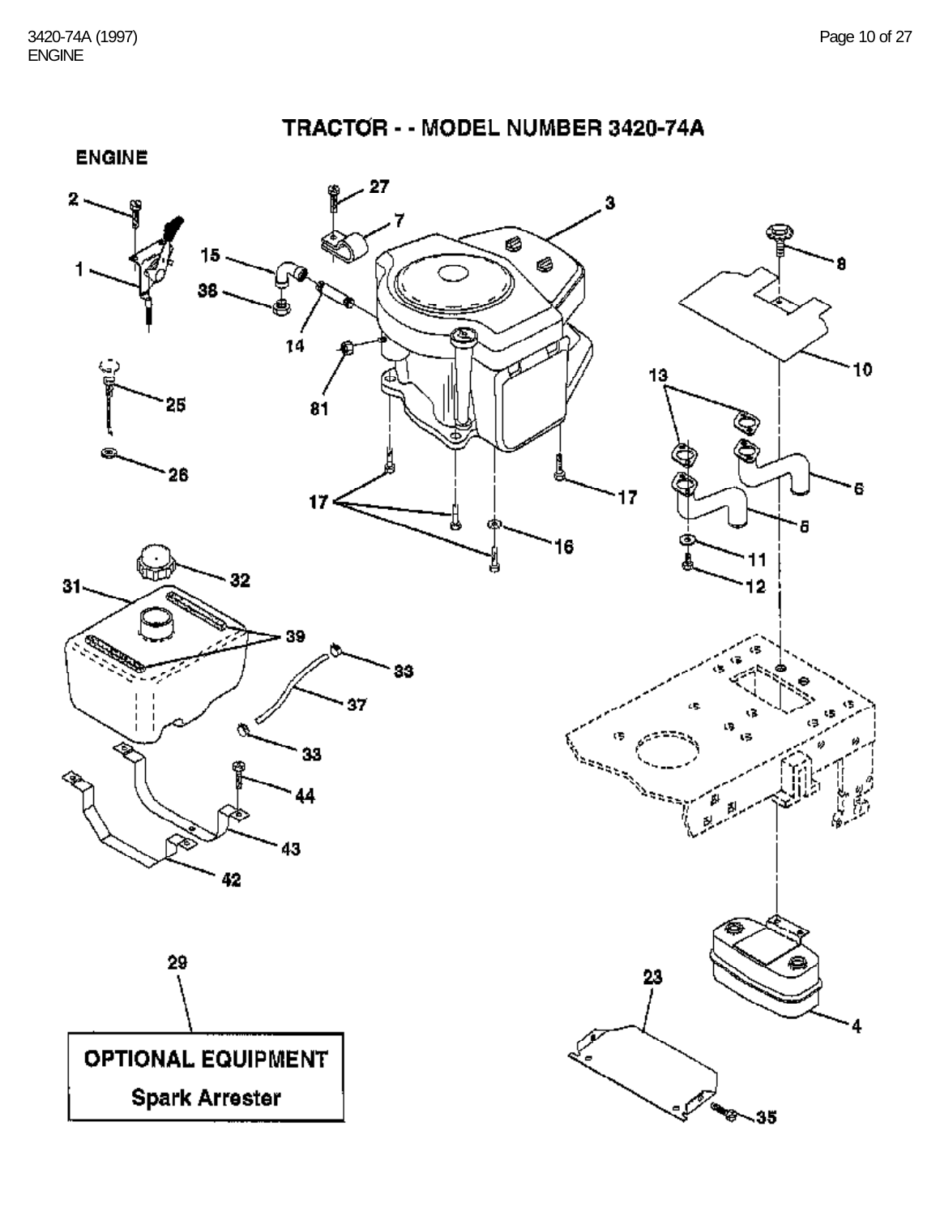# TRACTOR - - MODEL NUMBER 3420-74A

## ENGINE

2 1 27 7 3 15 38 14 81 8 10 25 26 13 17 17 16 6 5 11 12 31 32 39 33 37 33 44 43 42 29 23 4 35

**OPTIONAL EQUIPMENT**

**Spark Arrester**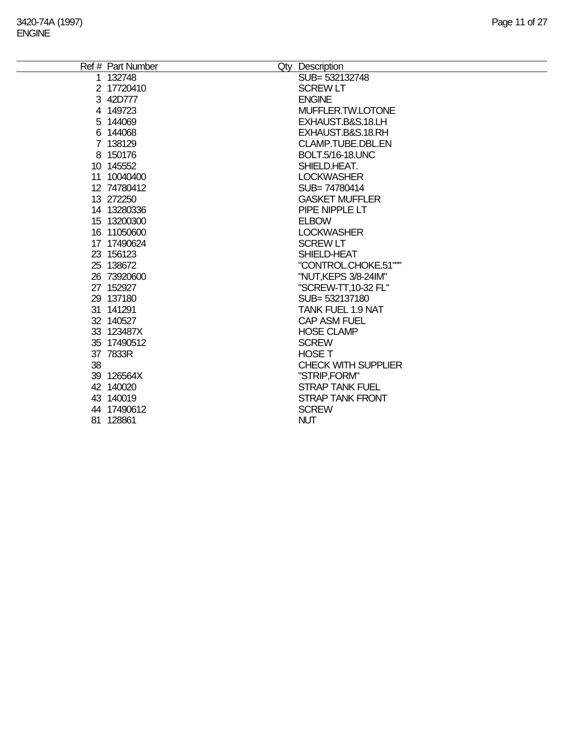| Ref # | Part Number | Qty | Description |
|---|---|---|---|
| 1 | 132748 | | SUB= 532132748 |
| 2 | 17720410 | | SCREW LT |
| 3 | 42D777 | | ENGINE |
| 4 | 149723 | | MUFFLER.TW.LOTONE |
| 5 | 144069 | | EXHAUST.B&S.18.LH |
| 6 | 144068 | | EXHAUST.B&S.18.RH |
| 7 | 138129 | | CLAMP.TUBE.DBL.EN |
| 8 | 150176 | | BOLT.5/16-18.UNC |
| 10 | 145552 | | SHIELD.HEAT. |
| 11 | 10040400 | | LOCKWASHER |
| 12 | 74780412 | | SUB= 74780414 |
| 13 | 272250 | | GASKET MUFFLER |
| 14 | 13280336 | | PIPE NIPPLE LT |
| 15 | 13200300 | | ELBOW |
| 16 | 11050600 | | LOCKWASHER |
| 17 | 17490624 | | SCREW LT |
| 23 | 156123 | | SHIELD-HEAT |
| 25 | 138672 | | "CONTROL.CHOKE.51""" |
| 26 | 73920600 | | "NUT,KEPS 3/8-24IM" |
| 27 | 152927 | | "SCREW-TT,10-32 FL" |
| 29 | 137180 | | SUB= 532137180 |
| 31 | 141291 | | TANK FUEL 1.9 NAT |
| 32 | 140527 | | CAP ASM FUEL |
| 33 | 123487X | | HOSE CLAMP |
| 35 | 17490512 | | SCREW |
| 37 | 7833R | | HOSE T |
| 38 | | | CHECK WITH SUPPLIER |
| 39 | 126564X | | "STRIP,FORM" |
| 42 | 140020 | | STRAP TANK FUEL |
| 43 | 140019 | | STRAP TANK FRONT |
| 44 | 17490612 | | SCREW |
| 81 | 128861 | | NUT |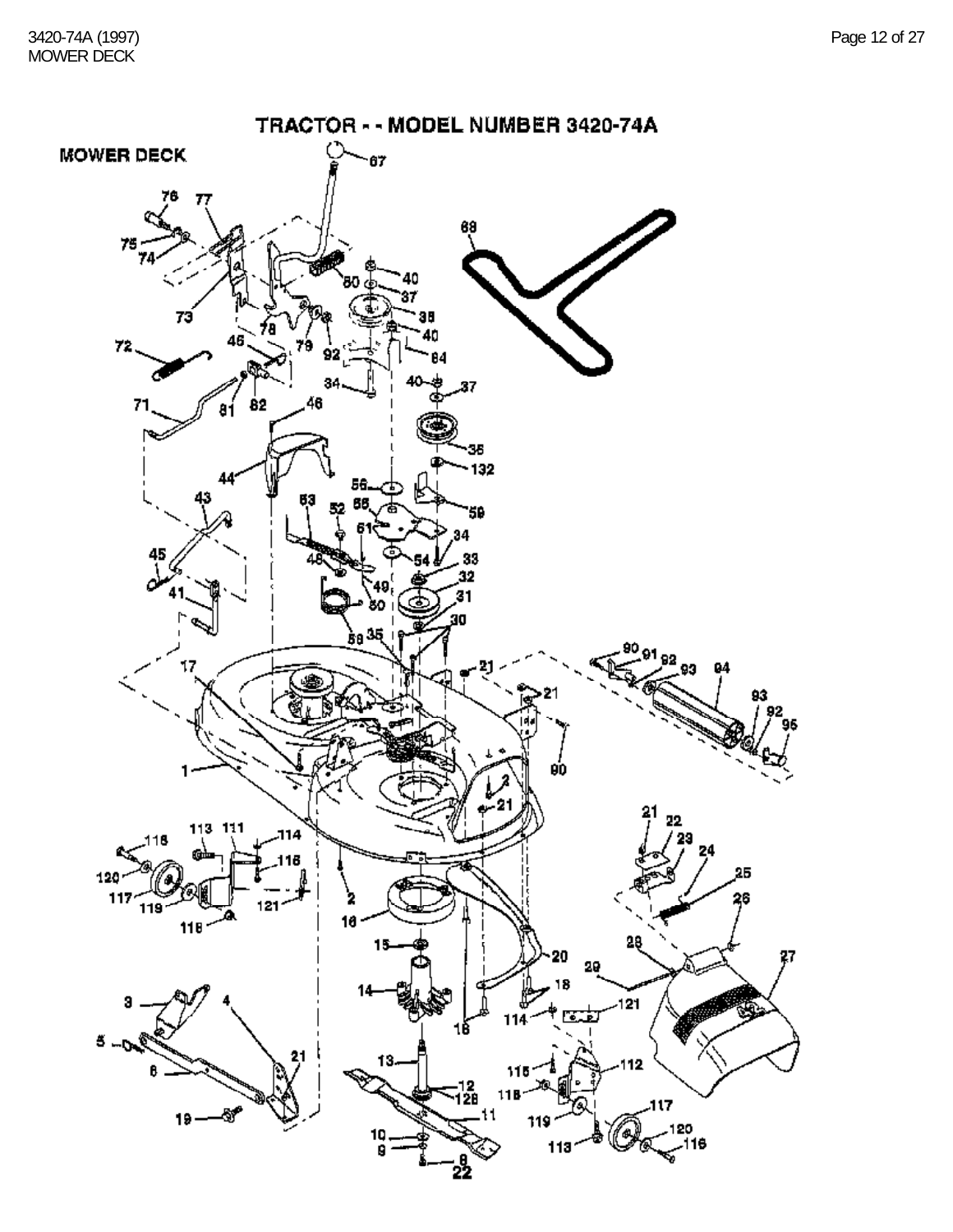# TRACTOR - - MODEL NUMBER 3420-74A

## MOWER DECK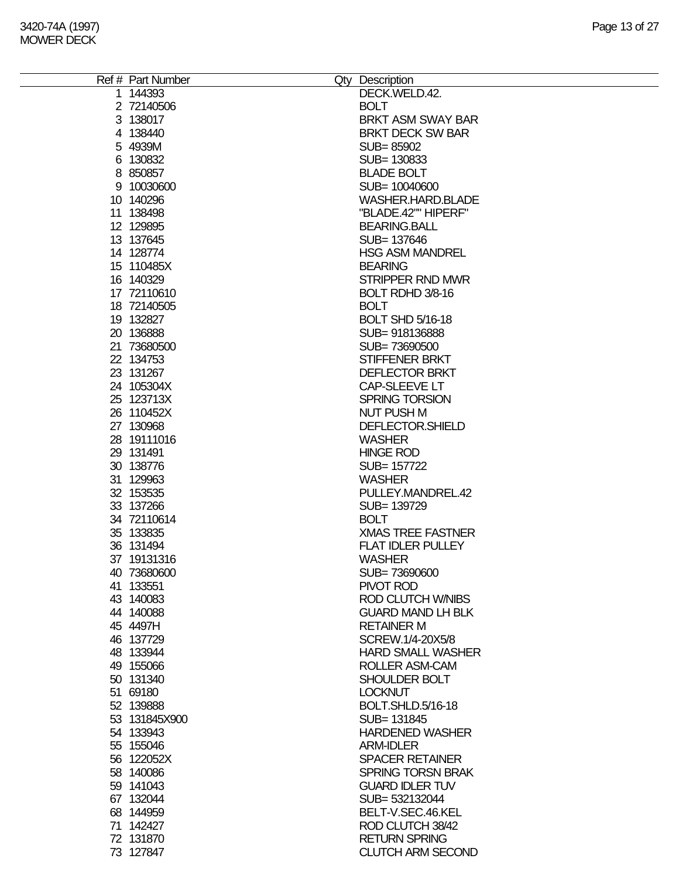3420-74A (1997)
MOWER DECK

| Ref # | Part Number | Qty | Description |
|---|---|---|---|
| 1 | 144393 | | DECK.WELD.42. |
| 2 | 72140506 | | BOLT |
| 3 | 138017 | | BRKT ASM SWAY BAR |
| 4 | 138440 | | BRKT DECK SW BAR |
| 5 | 4939M | | SUB= 85902 |
| 6 | 130832 | | SUB= 130833 |
| 8 | 850857 | | BLADE BOLT |
| 9 | 10030600 | | SUB= 10040600 |
| 10 | 140296 | | WASHER.HARD.BLADE |
| 11 | 138498 | | "BLADE.42"" HIPERF" |
| 12 | 129895 | | BEARING.BALL |
| 13 | 137645 | | SUB= 137646 |
| 14 | 128774 | | HSG ASM MANDREL |
| 15 | 110485X | | BEARING |
| 16 | 140329 | | STRIPPER RND MWR |
| 17 | 72110610 | | BOLT RDHD 3/8-16 |
| 18 | 72140505 | | BOLT |
| 19 | 132827 | | BOLT SHD 5/16-18 |
| 20 | 136888 | | SUB= 918136888 |
| 21 | 73680500 | | SUB= 73690500 |
| 22 | 134753 | | STIFFENER BRKT |
| 23 | 131267 | | DEFLECTOR BRKT |
| 24 | 105304X | | CAP-SLEEVE LT |
| 25 | 123713X | | SPRING TORSION |
| 26 | 110452X | | NUT PUSH M |
| 27 | 130968 | | DEFLECTOR.SHIELD |
| 28 | 19111016 | | WASHER |
| 29 | 131491 | | HINGE ROD |
| 30 | 138776 | | SUB= 157722 |
| 31 | 129963 | | WASHER |
| 32 | 153535 | | PULLEY.MANDREL.42 |
| 33 | 137266 | | SUB= 139729 |
| 34 | 72110614 | | BOLT |
| 35 | 133835 | | XMAS TREE FASTNER |
| 36 | 131494 | | FLAT IDLER PULLEY |
| 37 | 19131316 | | WASHER |
| 40 | 73680600 | | SUB= 73690600 |
| 41 | 133551 | | PIVOT ROD |
| 43 | 140083 | | ROD CLUTCH W/NIBS |
| 44 | 140088 | | GUARD MAND LH BLK |
| 45 | 4497H | | RETAINER M |
| 46 | 137729 | | SCREW.1/4-20X5/8 |
| 48 | 133944 | | HARD SMALL WASHER |
| 49 | 155066 | | ROLLER ASM-CAM |
| 50 | 131340 | | SHOULDER BOLT |
| 51 | 69180 | | LOCKNUT |
| 52 | 139888 | | BOLT.SHLD.5/16-18 |
| 53 | 131845X900 | | SUB= 131845 |
| 54 | 133943 | | HARDENED WASHER |
| 55 | 155046 | | ARM-IDLER |
| 56 | 122052X | | SPACER RETAINER |
| 58 | 140086 | | SPRING TORSN BRAK |
| 59 | 141043 | | GUARD IDLER TUV |
| 67 | 132044 | | SUB= 532132044 |
| 68 | 144959 | | BELT-V.SEC.46.KEL |
| 71 | 142427 | | ROD CLUTCH 38/42 |
| 72 | 131870 | | RETURN SPRING |
| 73 | 127847 | | CLUTCH ARM SECOND |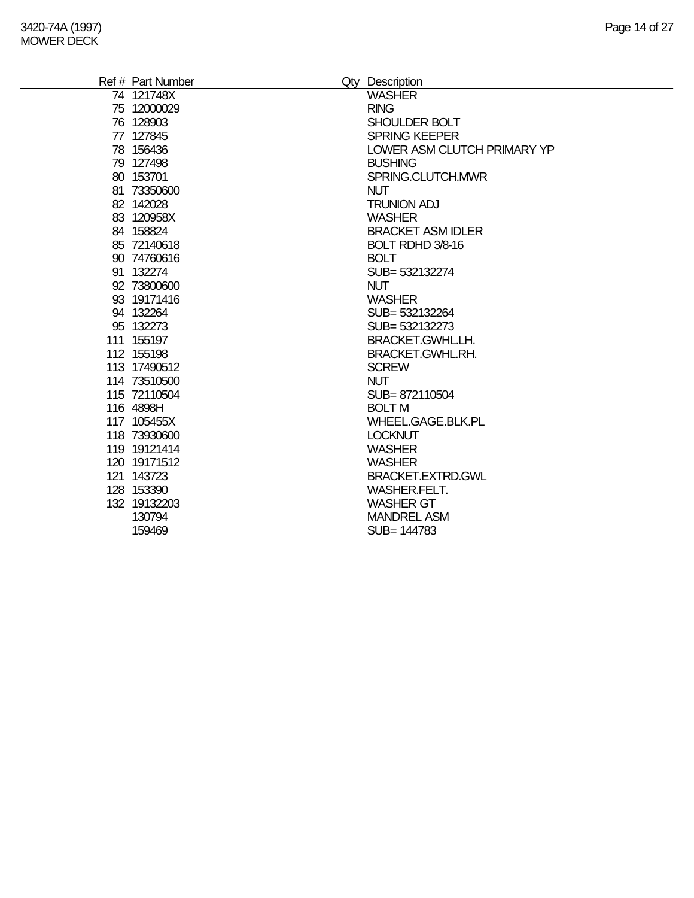| Ref # | Part Number | Qty | Description |
|---|---|---|---|
| 74 | 121748X | | WASHER |
| 75 | 12000029 | | RING |
| 76 | 128903 | | SHOULDER BOLT |
| 77 | 127845 | | SPRING KEEPER |
| 78 | 156436 | | LOWER ASM CLUTCH PRIMARY YP |
| 79 | 127498 | | BUSHING |
| 80 | 153701 | | SPRING.CLUTCH.MWR |
| 81 | 73350600 | | NUT |
| 82 | 142028 | | TRUNION ADJ |
| 83 | 120958X | | WASHER |
| 84 | 158824 | | BRACKET ASM IDLER |
| 85 | 72140618 | | BOLT RDHD 3/8-16 |
| 90 | 74760616 | | BOLT |
| 91 | 132274 | | SUB= 532132274 |
| 92 | 73800600 | | NUT |
| 93 | 19171416 | | WASHER |
| 94 | 132264 | | SUB= 532132264 |
| 95 | 132273 | | SUB= 532132273 |
| 111 | 155197 | | BRACKET.GWHL.LH. |
| 112 | 155198 | | BRACKET.GWHL.RH. |
| 113 | 17490512 | | SCREW |
| 114 | 73510500 | | NUT |
| 115 | 72110504 | | SUB= 872110504 |
| 116 | 4898H | | BOLT M |
| 117 | 105455X | | WHEEL.GAGE.BLK.PL |
| 118 | 73930600 | | LOCKNUT |
| 119 | 19121414 | | WASHER |
| 120 | 19171512 | | WASHER |
| 121 | 143723 | | BRACKET.EXTRD.GWL |
| 128 | 153390 | | WASHER.FELT. |
| 132 | 19132203 | | WASHER GT |
| | 130794 | | MANDREL ASM |
| | 159469 | | SUB= 144783 |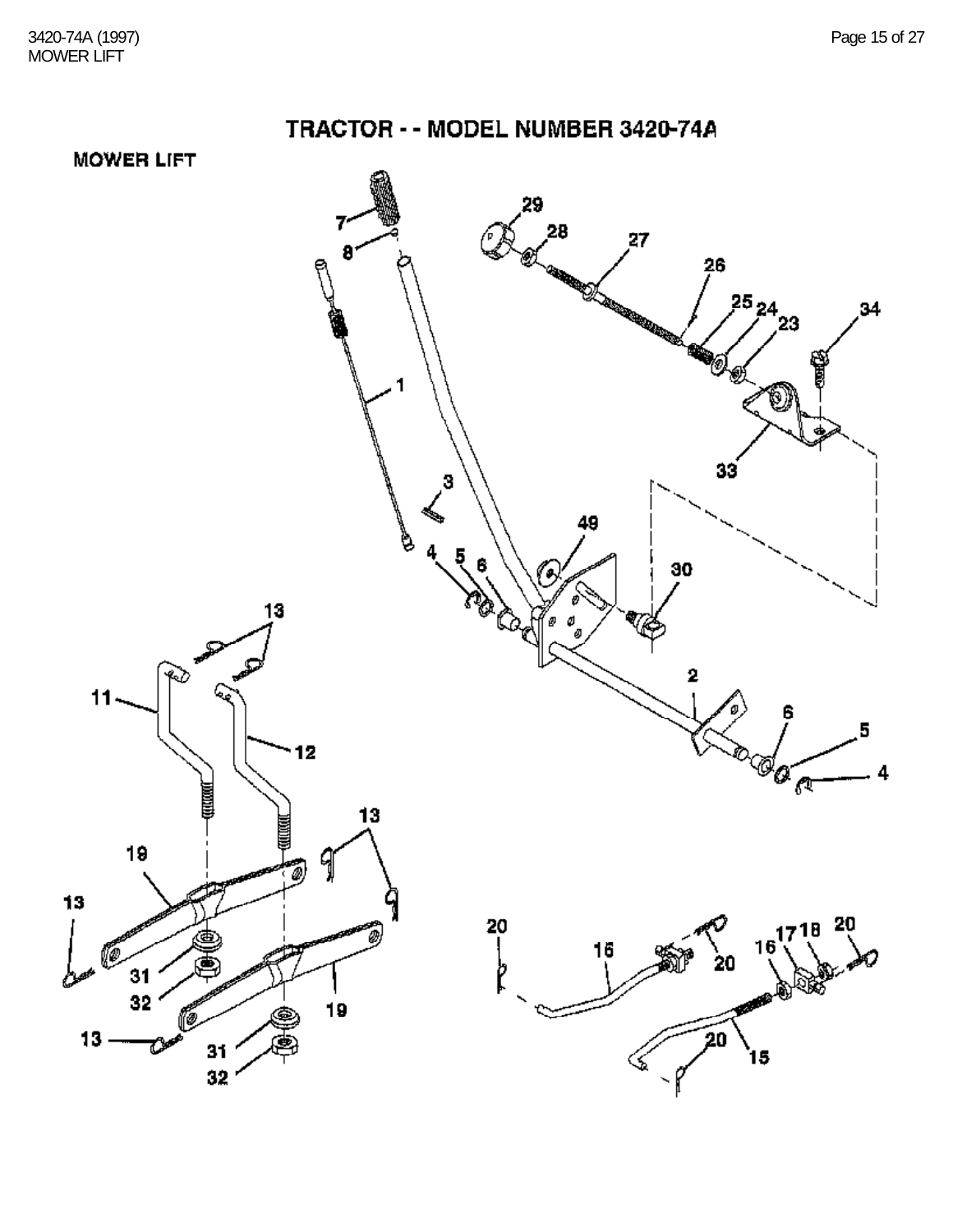# TRACTOR - - MODEL NUMBER 3420-74A

## MOWER LIFT

7 8 29 28 27 26 25 24 23 34 1 3 33 49 4 5 6 30 13 2 6 5 11 12 4 13 19 13 20 20 17 18 16 16 20 31 32 19 13 31 32 20 15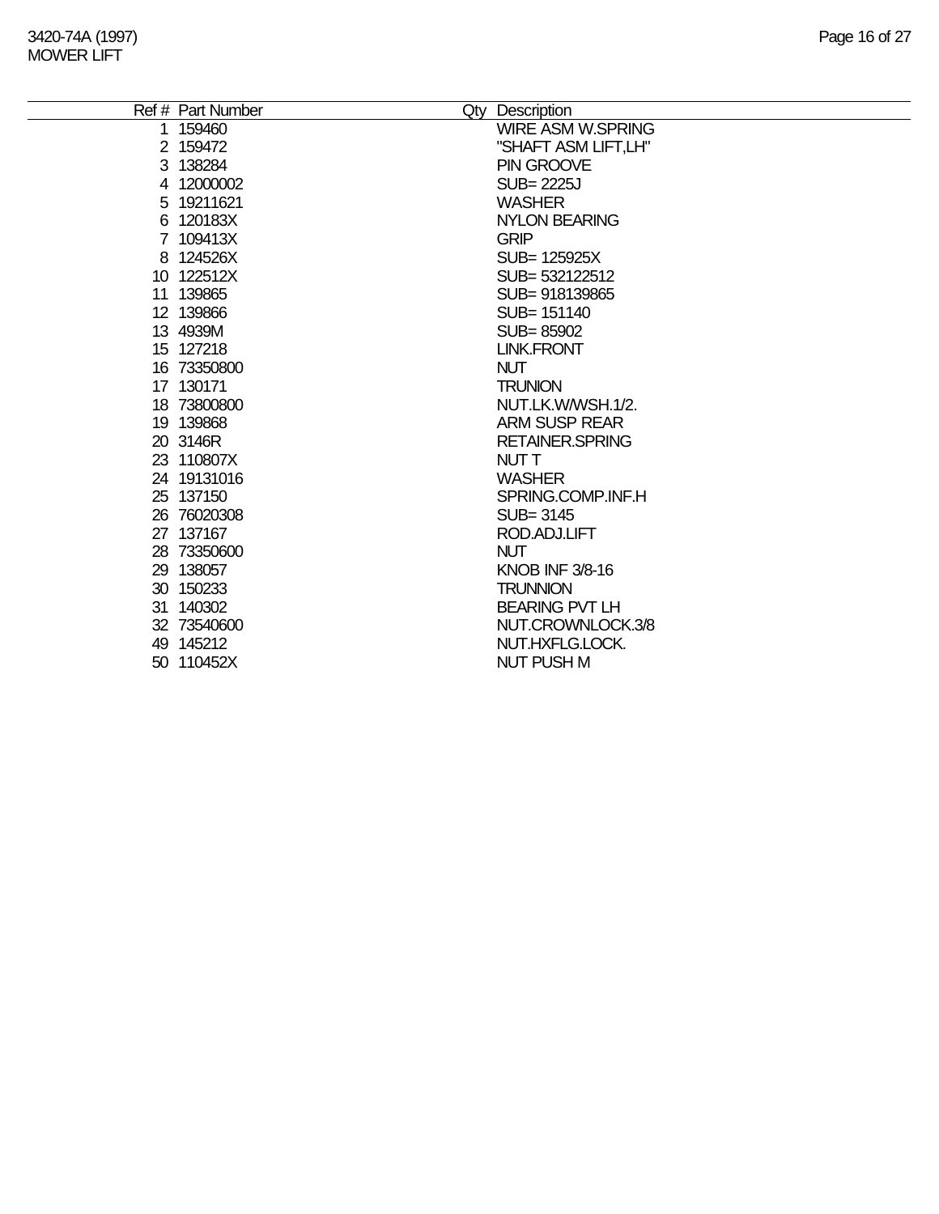# 3420-74A (1997)
## MOWER LIFT

| Ref # | Part Number | Qty | Description |
|---|---|---|---|
| 1 | 159460 | | WIRE ASM W.SPRING |
| 2 | 159472 | | "SHAFT ASM LIFT,LH" |
| 3 | 138284 | | PIN GROOVE |
| 4 | 12000002 | | SUB= 2225J |
| 5 | 19211621 | | WASHER |
| 6 | 120183X | | NYLON BEARING |
| 7 | 109413X | | GRIP |
| 8 | 124526X | | SUB= 125925X |
| 10 | 122512X | | SUB= 532122512 |
| 11 | 139865 | | SUB= 918139865 |
| 12 | 139866 | | SUB= 151140 |
| 13 | 4939M | | SUB= 85902 |
| 15 | 127218 | | LINK.FRONT |
| 16 | 73350800 | | NUT |
| 17 | 130171 | | TRUNION |
| 18 | 73800800 | | NUT.LK.W/WSH.1/2. |
| 19 | 139868 | | ARM SUSP REAR |
| 20 | 3146R | | RETAINER.SPRING |
| 23 | 110807X | | NUT T |
| 24 | 19131016 | | WASHER |
| 25 | 137150 | | SPRING.COMP.INF.H |
| 26 | 76020308 | | SUB= 3145 |
| 27 | 137167 | | ROD.ADJ.LIFT |
| 28 | 73350600 | | NUT |
| 29 | 138057 | | KNOB INF 3/8-16 |
| 30 | 150233 | | TRUNNION |
| 31 | 140302 | | BEARING PVT LH |
| 32 | 73540600 | | NUT.CROWNLOCK.3/8 |
| 49 | 145212 | | NUT.HXFLG.LOCK. |
| 50 | 110452X | | NUT PUSH M |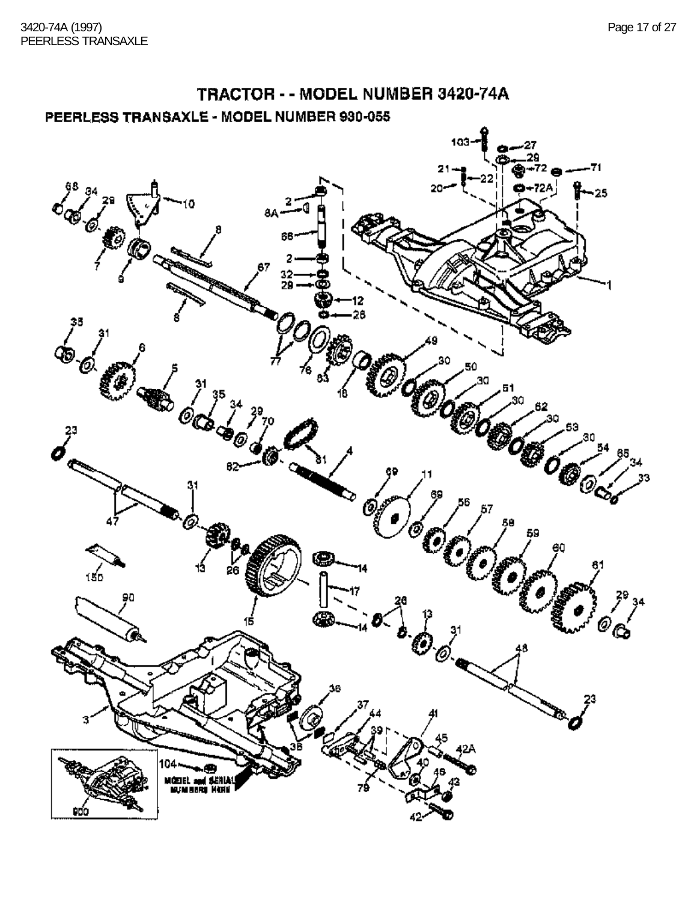# TRACTOR - - MODEL NUMBER 3420-74A

## PEERLESS TRANSAXLE - MODEL NUMBER 930-055

MODEL and SERIAL NUMBERS HERE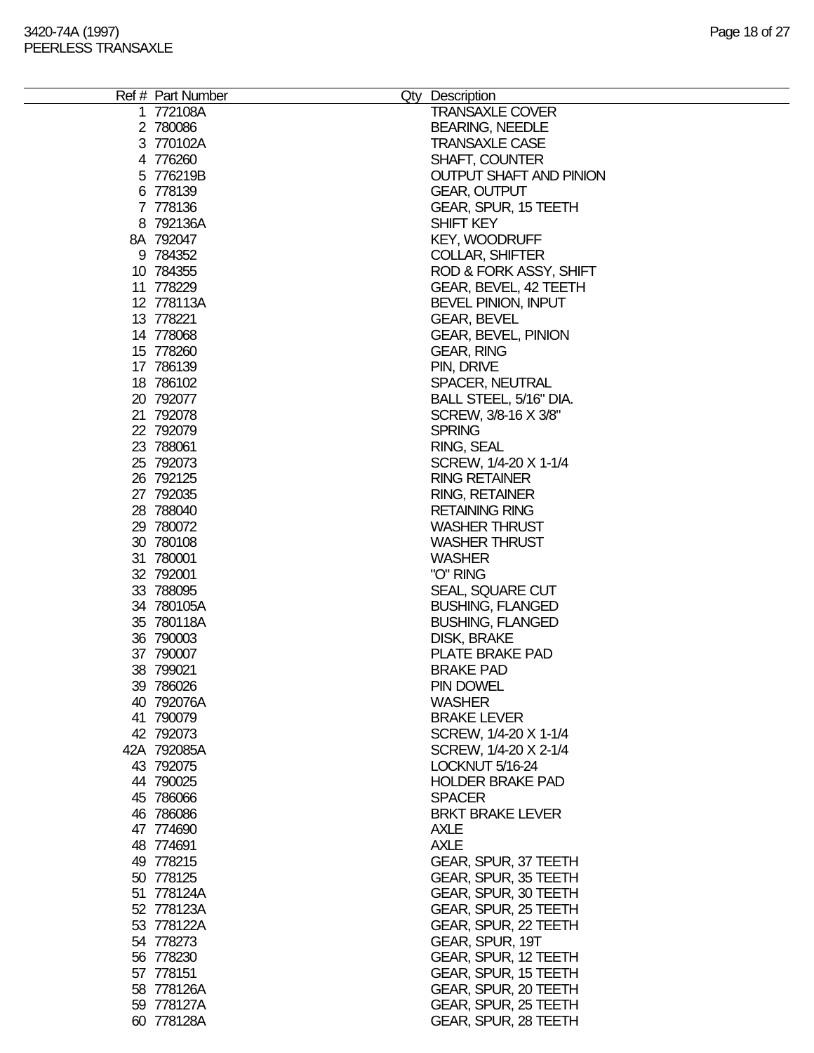| Ref # | Part Number | Qty | Description |
|---|---|---|---|
| 1 | 772108A | | TRANSAXLE COVER |
| 2 | 780086 | | BEARING, NEEDLE |
| 3 | 770102A | | TRANSAXLE CASE |
| 4 | 776260 | | SHAFT, COUNTER |
| 5 | 776219B | | OUTPUT SHAFT AND PINION |
| 6 | 778139 | | GEAR, OUTPUT |
| 7 | 778136 | | GEAR, SPUR, 15 TEETH |
| 8 | 792136A | | SHIFT KEY |
| 8A | 792047 | | KEY, WOODRUFF |
| 9 | 784352 | | COLLAR, SHIFTER |
| 10 | 784355 | | ROD & FORK ASSY, SHIFT |
| 11 | 778229 | | GEAR, BEVEL, 42 TEETH |
| 12 | 778113A | | BEVEL PINION, INPUT |
| 13 | 778221 | | GEAR, BEVEL |
| 14 | 778068 | | GEAR, BEVEL, PINION |
| 15 | 778260 | | GEAR, RING |
| 17 | 786139 | | PIN, DRIVE |
| 18 | 786102 | | SPACER, NEUTRAL |
| 20 | 792077 | | BALL STEEL, 5/16" DIA. |
| 21 | 792078 | | SCREW, 3/8-16 X 3/8" |
| 22 | 792079 | | SPRING |
| 23 | 788061 | | RING, SEAL |
| 25 | 792073 | | SCREW, 1/4-20 X 1-1/4 |
| 26 | 792125 | | RING RETAINER |
| 27 | 792035 | | RING, RETAINER |
| 28 | 788040 | | RETAINING RING |
| 29 | 780072 | | WASHER THRUST |
| 30 | 780108 | | WASHER THRUST |
| 31 | 780001 | | WASHER |
| 32 | 792001 | | "O" RING |
| 33 | 788095 | | SEAL, SQUARE CUT |
| 34 | 780105A | | BUSHING, FLANGED |
| 35 | 780118A | | BUSHING, FLANGED |
| 36 | 790003 | | DISK, BRAKE |
| 37 | 790007 | | PLATE BRAKE PAD |
| 38 | 799021 | | BRAKE PAD |
| 39 | 786026 | | PIN DOWEL |
| 40 | 792076A | | WASHER |
| 41 | 790079 | | BRAKE LEVER |
| 42 | 792073 | | SCREW, 1/4-20 X 1-1/4 |
| 42A | 792085A | | SCREW, 1/4-20 X 2-1/4 |
| 43 | 792075 | | LOCKNUT 5/16-24 |
| 44 | 790025 | | HOLDER BRAKE PAD |
| 45 | 786066 | | SPACER |
| 46 | 786086 | | BRKT BRAKE LEVER |
| 47 | 774690 | | AXLE |
| 48 | 774691 | | AXLE |
| 49 | 778215 | | GEAR, SPUR, 37 TEETH |
| 50 | 778125 | | GEAR, SPUR, 35 TEETH |
| 51 | 778124A | | GEAR, SPUR, 30 TEETH |
| 52 | 778123A | | GEAR, SPUR, 25 TEETH |
| 53 | 778122A | | GEAR, SPUR, 22 TEETH |
| 54 | 778273 | | GEAR, SPUR, 19T |
| 56 | 778230 | | GEAR, SPUR, 12 TEETH |
| 57 | 778151 | | GEAR, SPUR, 15 TEETH |
| 58 | 778126A | | GEAR, SPUR, 20 TEETH |
| 59 | 778127A | | GEAR, SPUR, 25 TEETH |
| 60 | 778128A | | GEAR, SPUR, 28 TEETH |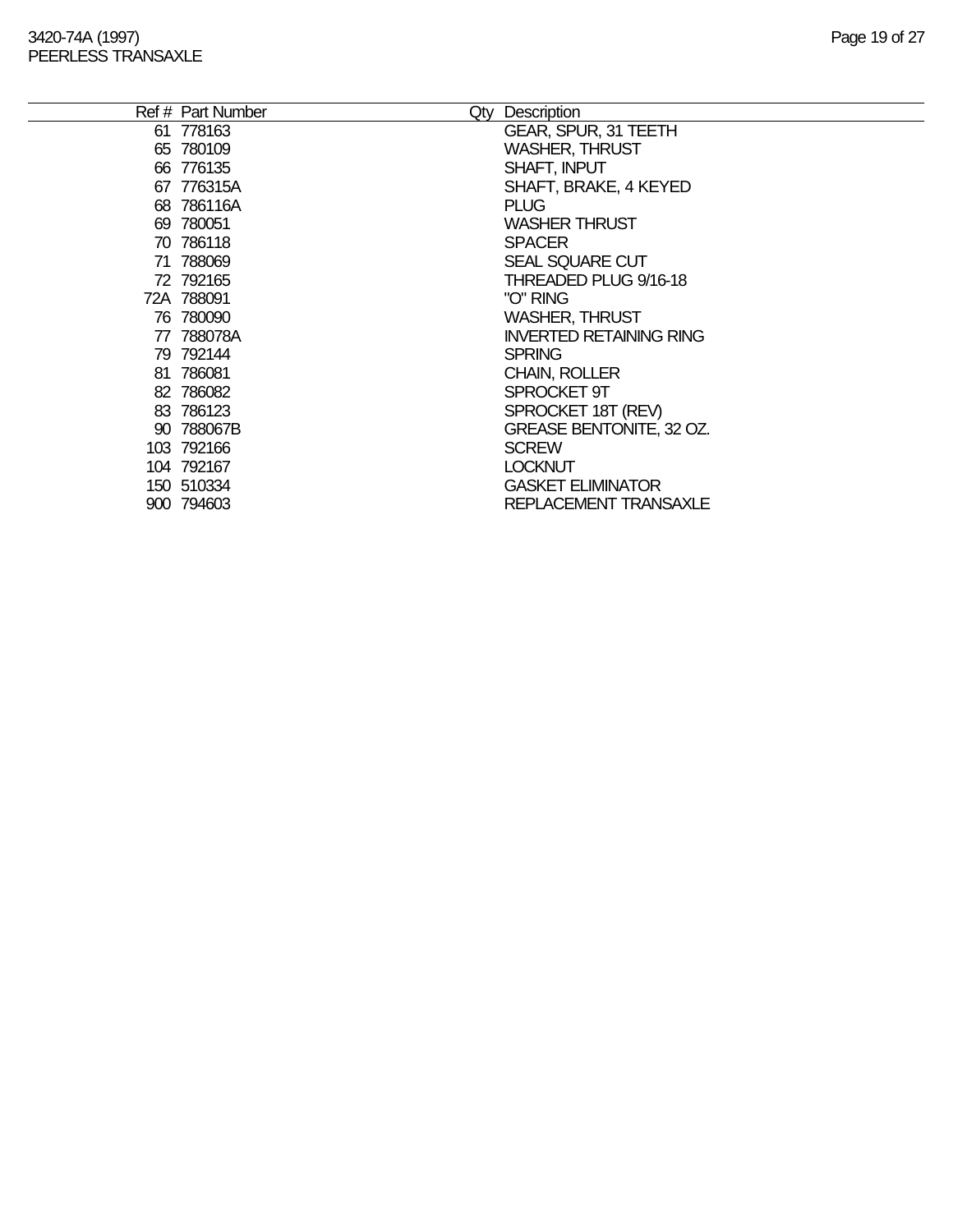| Ref # | Part Number | Qty | Description |
|---|---|---|---|
| 61 | 778163 | | GEAR, SPUR, 31 TEETH |
| 65 | 780109 | | WASHER, THRUST |
| 66 | 776135 | | SHAFT, INPUT |
| 67 | 776315A | | SHAFT, BRAKE, 4 KEYED |
| 68 | 786116A | | PLUG |
| 69 | 780051 | | WASHER THRUST |
| 70 | 786118 | | SPACER |
| 71 | 788069 | | SEAL SQUARE CUT |
| 72 | 792165 | | THREADED PLUG 9/16-18 |
| 72A | 788091 | | "O" RING |
| 76 | 780090 | | WASHER, THRUST |
| 77 | 788078A | | INVERTED RETAINING RING |
| 79 | 792144 | | SPRING |
| 81 | 786081 | | CHAIN, ROLLER |
| 82 | 786082 | | SPROCKET 9T |
| 83 | 786123 | | SPROCKET 18T (REV) |
| 90 | 788067B | | GREASE BENTONITE, 32 OZ. |
| 103 | 792166 | | SCREW |
| 104 | 792167 | | LOCKNUT |
| 150 | 510334 | | GASKET ELIMINATOR |
| 900 | 794603 | | REPLACEMENT TRANSAXLE |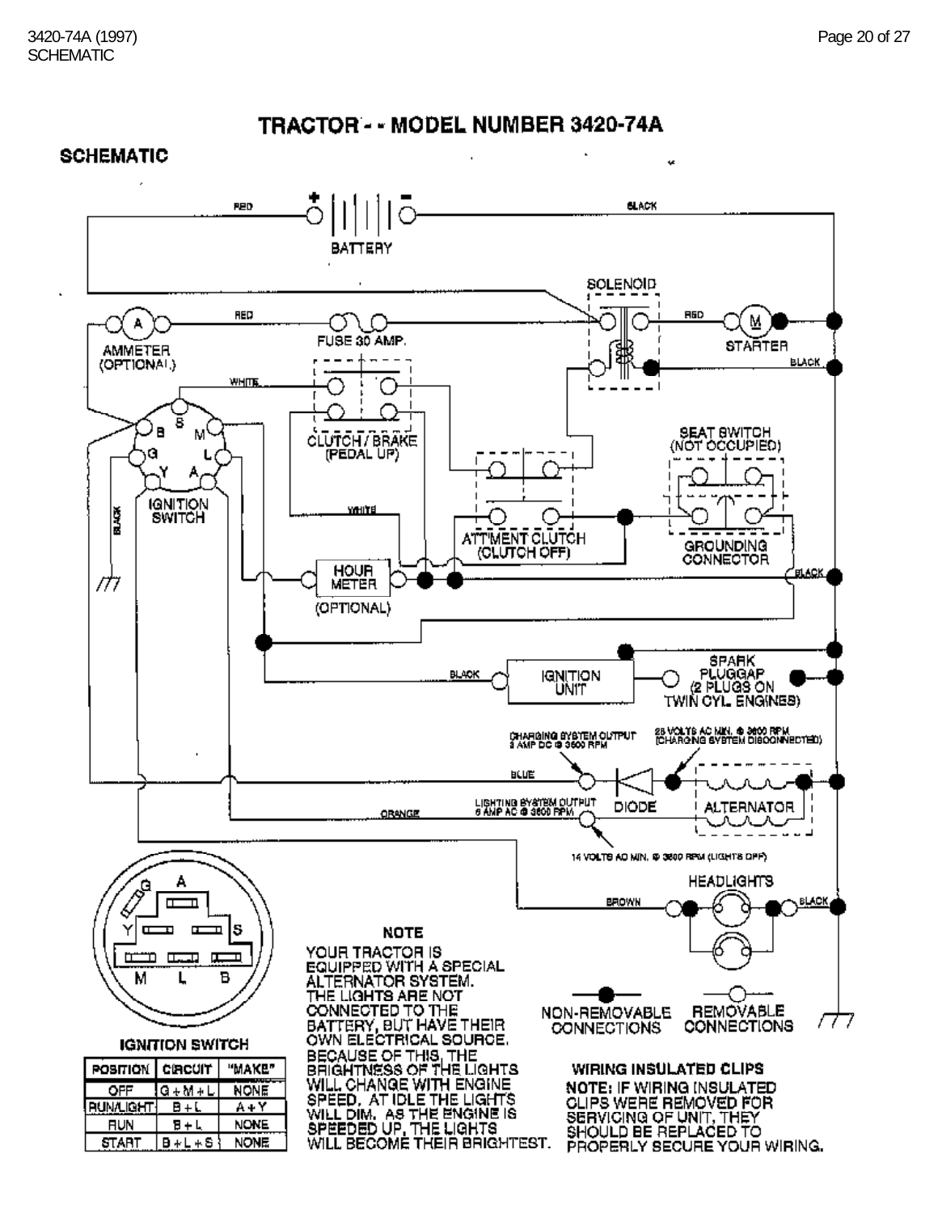# TRACTOR - - MODEL NUMBER 3420-74A

## SCHEMATIC

RED | BATTERY | BLACK

SOLENOID

AMMETER (OPTIONAL) | RED | FUSE 30 AMP. | RED | STARTER | BLACK

WHITE | CLUTCH / BRAKE (PEDAL UP)

B S M G L Y A IGNITION SWITCH | BLACK

SEAT SWITCH (NOT OCCUPIED)

WHITE | ATT'MENT CLUTCH (CLUTCH OFF) | GROUNDING CONNECTOR

HOUR METER (OPTIONAL) | BLACK

BLACK | IGNITION UNIT | SPARK PLUGGAP (2 PLUGS ON TWIN CYL. ENGINES)

CHARGING SYSTEM OUTPUT 3 AMP DC @ 3600 RPM

25 VOLTS AC MIN. @ 3600 RPM (CHARGING SYSTEM DISCONNECTED)

BLUE | DIODE | ALTERNATOR

ORANGE | LIGHTING SYSTEM OUTPUT 5 AMP AC @ 3600 RPM

14 VOLTS AC MIN. @ 3600 RPM (LIGHTS OFF)

HEADLIGHTS | BROWN | BLACK

G A Y S M L B

**IGNITION SWITCH**

| POSITION | CIRCUIT | "MAKE" |
|---|---|---|
| OFF | G + M + L | NONE |
| RUN/LIGHT | B + L | A + Y |
| RUN | B + L | NONE |
| START | B + L + S | NONE |

**NOTE**

YOUR TRACTOR IS EQUIPPED WITH A SPECIAL ALTERNATOR SYSTEM. THE LIGHTS ARE NOT CONNECTED TO THE BATTERY, BUT HAVE THEIR OWN ELECTRICAL SOURCE. BECAUSE OF THIS, THE BRIGHTNESS OF THE LIGHTS WILL CHANGE WITH ENGINE SPEED. AT IDLE THE LIGHTS WILL DIM. AS THE ENGINE IS SPEEDED UP, THE LIGHTS WILL BECOME THEIR BRIGHTEST.

NON-REMOVABLE CONNECTIONS | REMOVABLE CONNECTIONS

**WIRING INSULATED CLIPS**

NOTE: IF WIRING INSULATED CLIPS WERE REMOVED FOR SERVICING OF UNIT, THEY SHOULD BE REPLACED TO PROPERLY SECURE YOUR WIRING.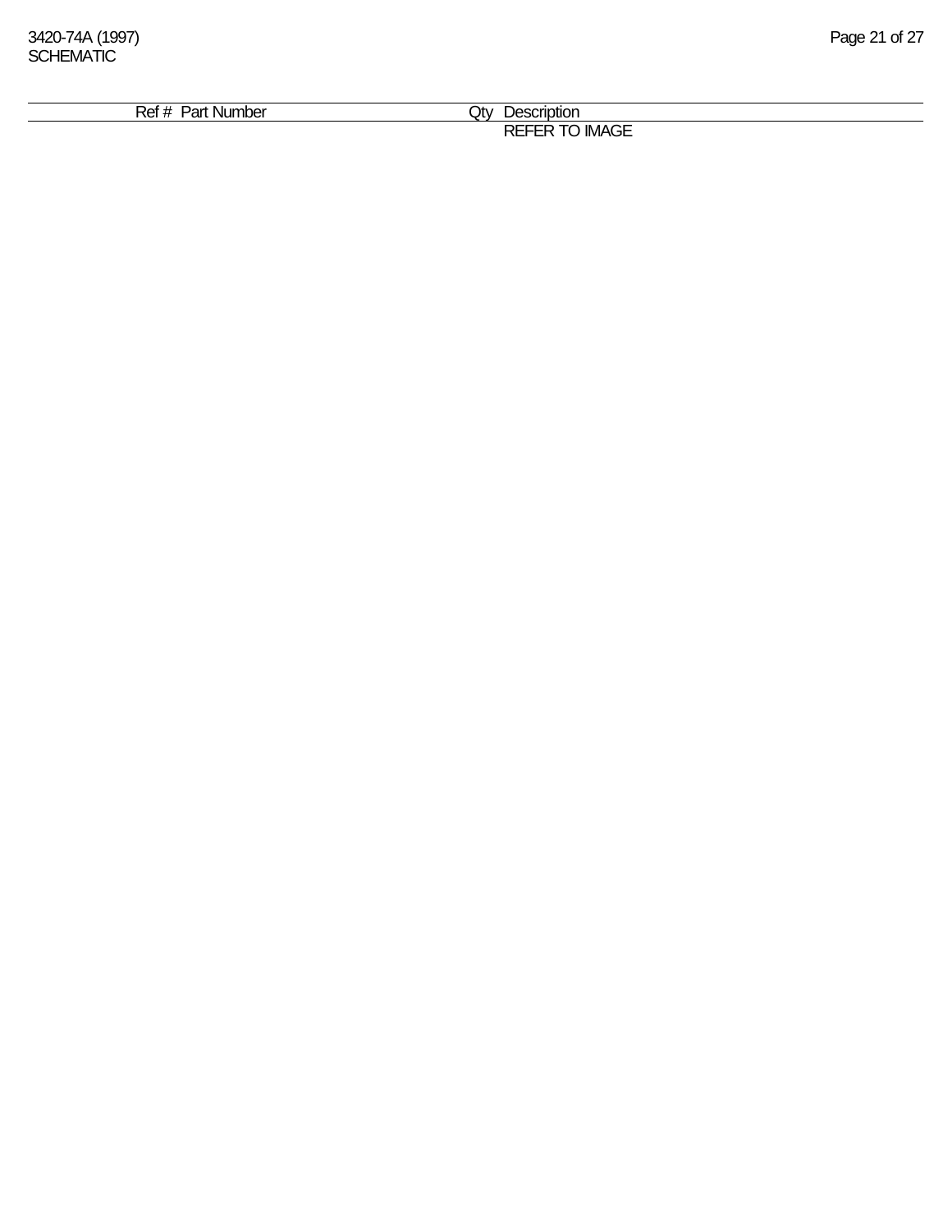3420-74A (1997)
SCHEMATIC

| Ref # | Part Number | Qty | Description |
|---|---|---|---|
| | | | REFER TO IMAGE |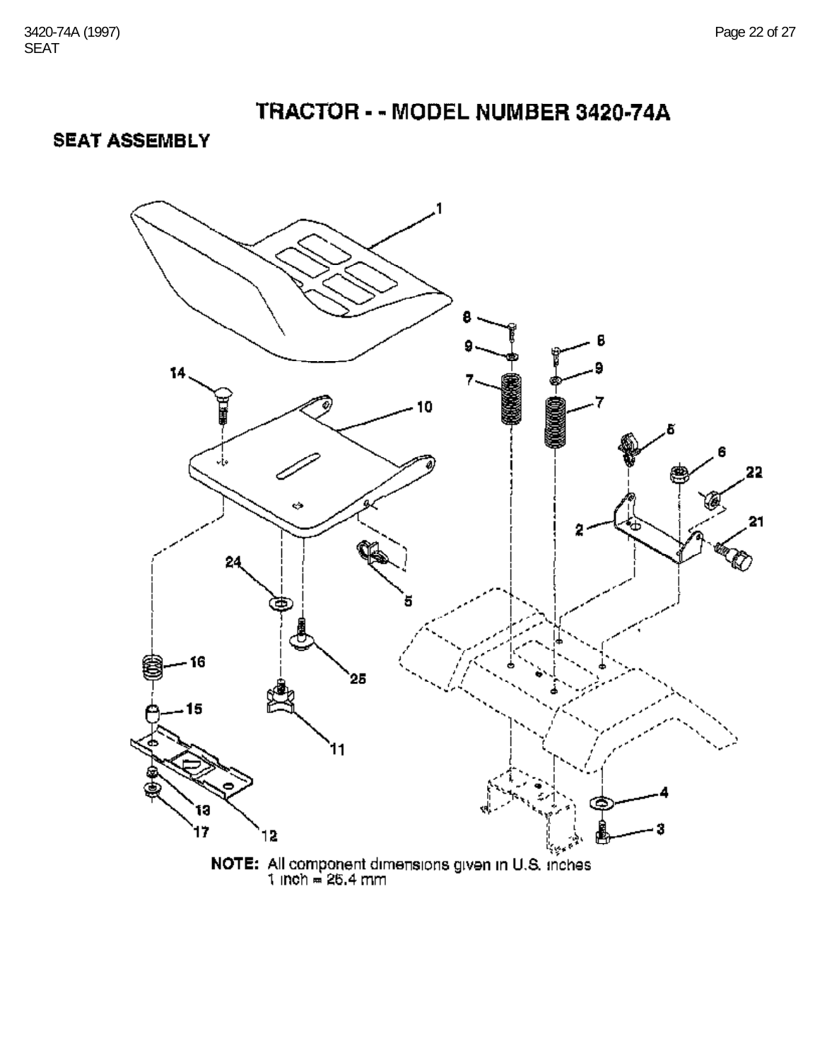# TRACTOR - - MODEL NUMBER 3420-74A

## SEAT ASSEMBLY

**NOTE:** All component dimensions given in U.S. inches
1 inch = 25.4 mm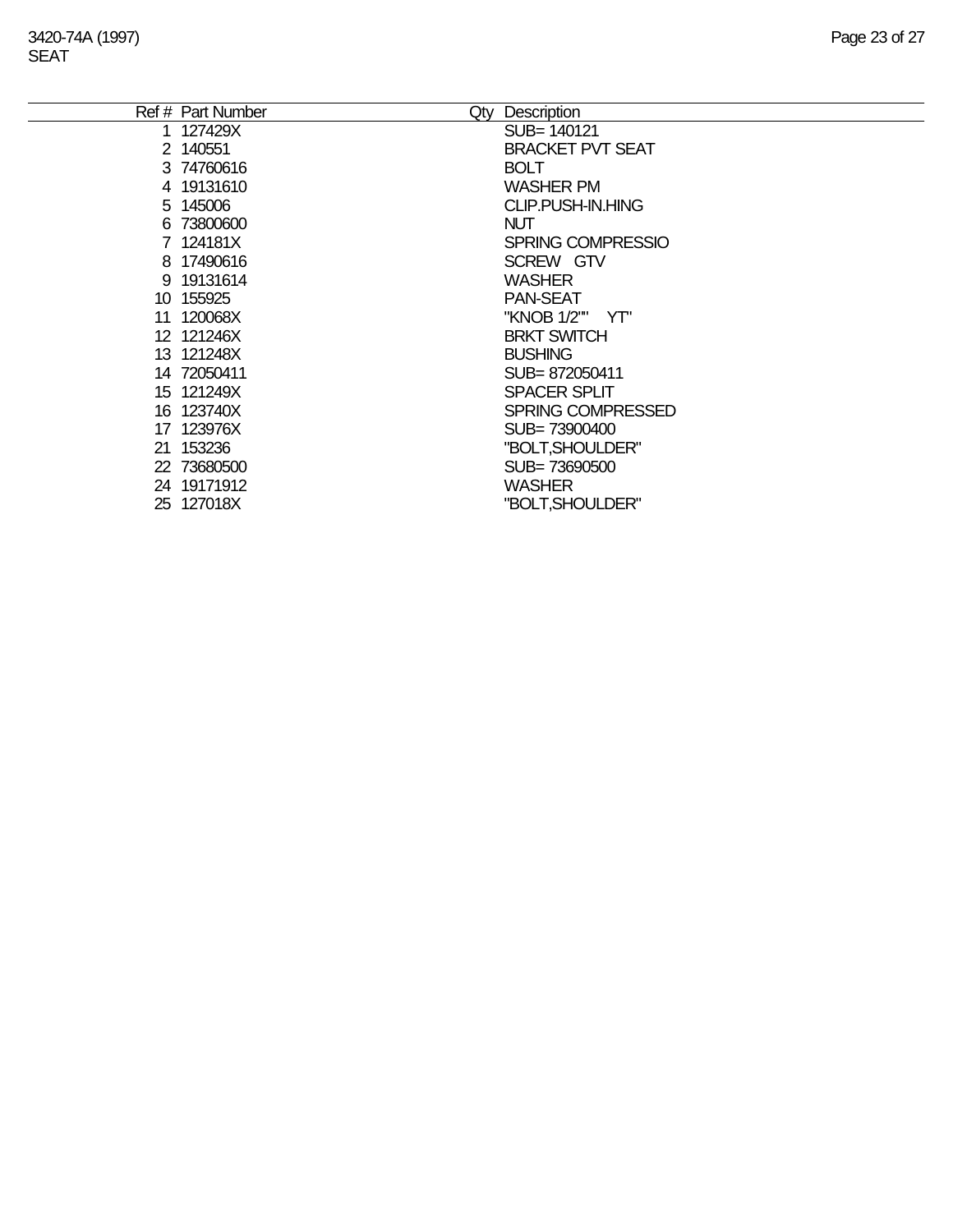# 3420-74A (1997)
## SEAT

| Ref # | Part Number | Qty | Description |
|---|---|---|---|
| 1 | 127429X | | SUB= 140121 |
| 2 | 140551 | | BRACKET PVT SEAT |
| 3 | 74760616 | | BOLT |
| 4 | 19131610 | | WASHER PM |
| 5 | 145006 | | CLIP.PUSH-IN.HING |
| 6 | 73800600 | | NUT |
| 7 | 124181X | | SPRING COMPRESSIO |
| 8 | 17490616 | | SCREW GTV |
| 9 | 19131614 | | WASHER |
| 10 | 155925 | | PAN-SEAT |
| 11 | 120068X | | "KNOB 1/2"" YT" |
| 12 | 121246X | | BRKT SWITCH |
| 13 | 121248X | | BUSHING |
| 14 | 72050411 | | SUB= 872050411 |
| 15 | 121249X | | SPACER SPLIT |
| 16 | 123740X | | SPRING COMPRESSED |
| 17 | 123976X | | SUB= 73900400 |
| 21 | 153236 | | "BOLT,SHOULDER" |
| 22 | 73680500 | | SUB= 73690500 |
| 24 | 19171912 | | WASHER |
| 25 | 127018X | | "BOLT,SHOULDER" |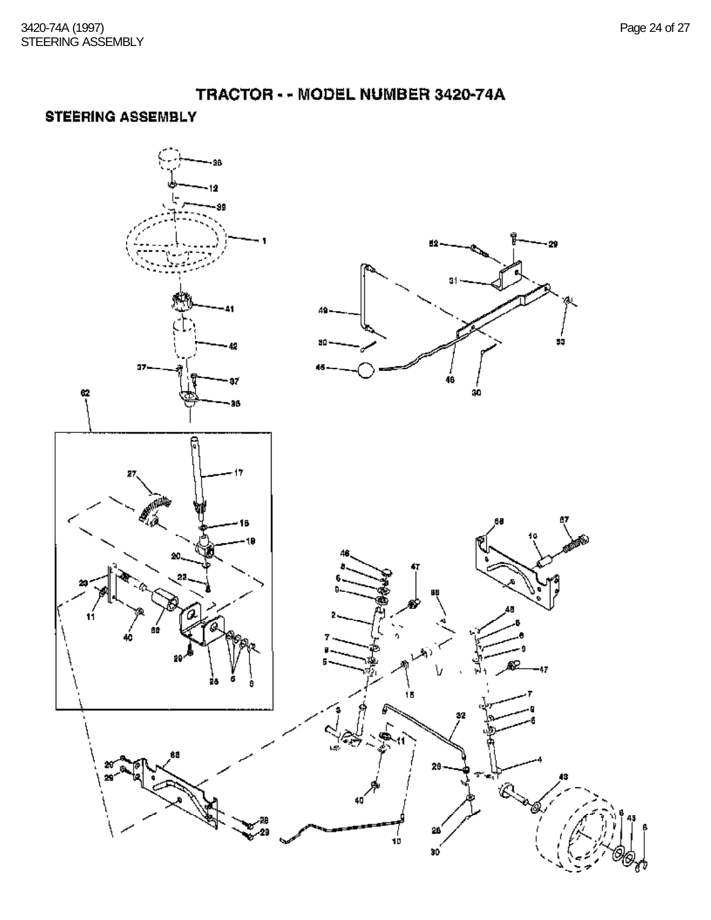# TRACTOR - - MODEL NUMBER 3420-74A

## STEERING ASSEMBLY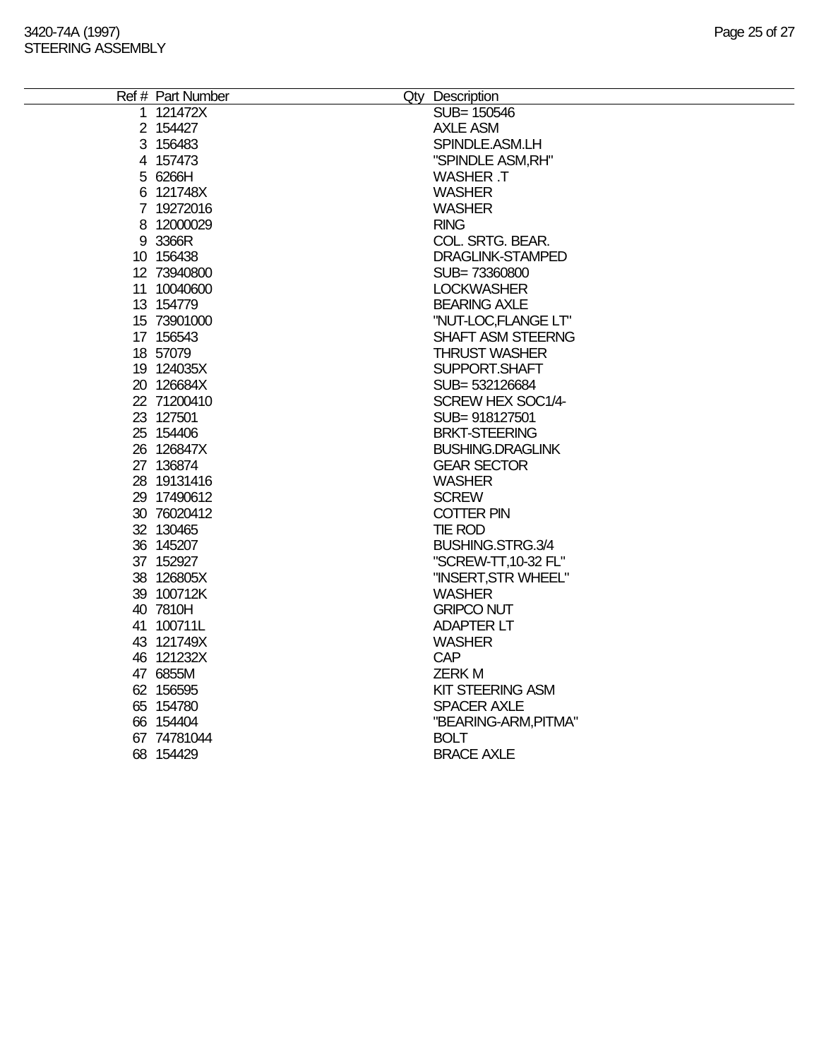# 3420-74A (1997)
## STEERING ASSEMBLY

| Ref # | Part Number | Qty | Description |
|---|---|---|---|
| 1 | 121472X | | SUB= 150546 |
| 2 | 154427 | | AXLE ASM |
| 3 | 156483 | | SPINDLE.ASM.LH |
| 4 | 157473 | | "SPINDLE ASM,RH" |
| 5 | 6266H | | WASHER .T |
| 6 | 121748X | | WASHER |
| 7 | 19272016 | | WASHER |
| 8 | 12000029 | | RING |
| 9 | 3366R | | COL. SRTG. BEAR. |
| 10 | 156438 | | DRAGLINK-STAMPED |
| 12 | 73940800 | | SUB= 73360800 |
| 11 | 10040600 | | LOCKWASHER |
| 13 | 154779 | | BEARING AXLE |
| 15 | 73901000 | | "NUT-LOC,FLANGE LT" |
| 17 | 156543 | | SHAFT ASM STEERNG |
| 18 | 57079 | | THRUST WASHER |
| 19 | 124035X | | SUPPORT.SHAFT |
| 20 | 126684X | | SUB= 532126684 |
| 22 | 71200410 | | SCREW HEX SOC1/4- |
| 23 | 127501 | | SUB= 918127501 |
| 25 | 154406 | | BRKT-STEERING |
| 26 | 126847X | | BUSHING.DRAGLINK |
| 27 | 136874 | | GEAR SECTOR |
| 28 | 19131416 | | WASHER |
| 29 | 17490612 | | SCREW |
| 30 | 76020412 | | COTTER PIN |
| 32 | 130465 | | TIE ROD |
| 36 | 145207 | | BUSHING.STRG.3/4 |
| 37 | 152927 | | "SCREW-TT,10-32 FL" |
| 38 | 126805X | | "INSERT,STR WHEEL" |
| 39 | 100712K | | WASHER |
| 40 | 7810H | | GRIPCO NUT |
| 41 | 100711L | | ADAPTER LT |
| 43 | 121749X | | WASHER |
| 46 | 121232X | | CAP |
| 47 | 6855M | | ZERK M |
| 62 | 156595 | | KIT STEERING ASM |
| 65 | 154780 | | SPACER AXLE |
| 66 | 154404 | | "BEARING-ARM,PITMA" |
| 67 | 74781044 | | BOLT |
| 68 | 154429 | | BRACE AXLE |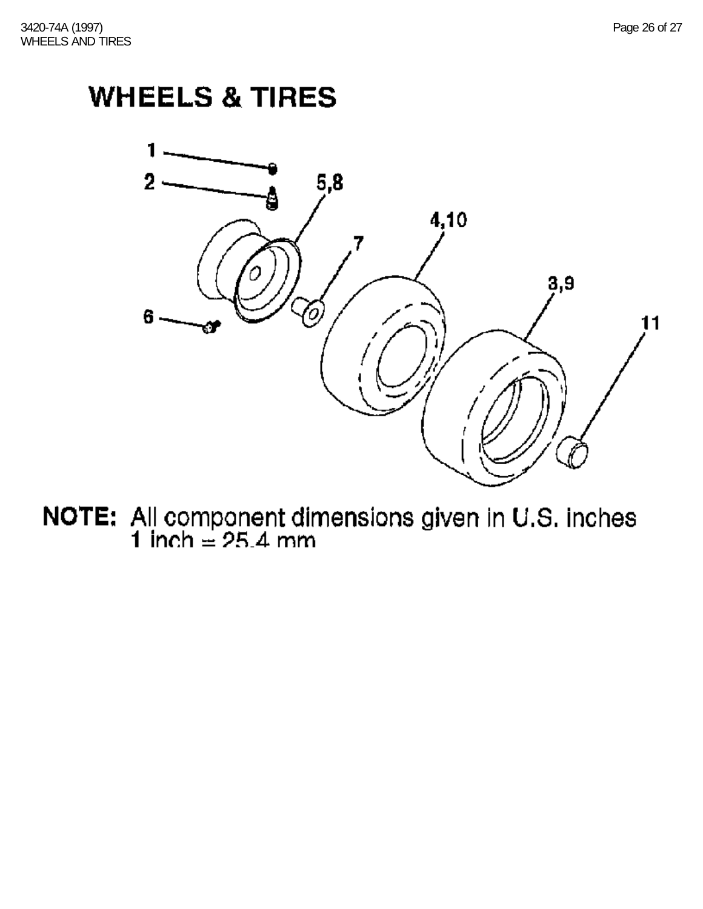# WHEELS & TIRES

1
2
5,8
4,10
7
3,9
6
11

**NOTE:** All component dimensions given in U.S. inches
1 inch = 25.4 mm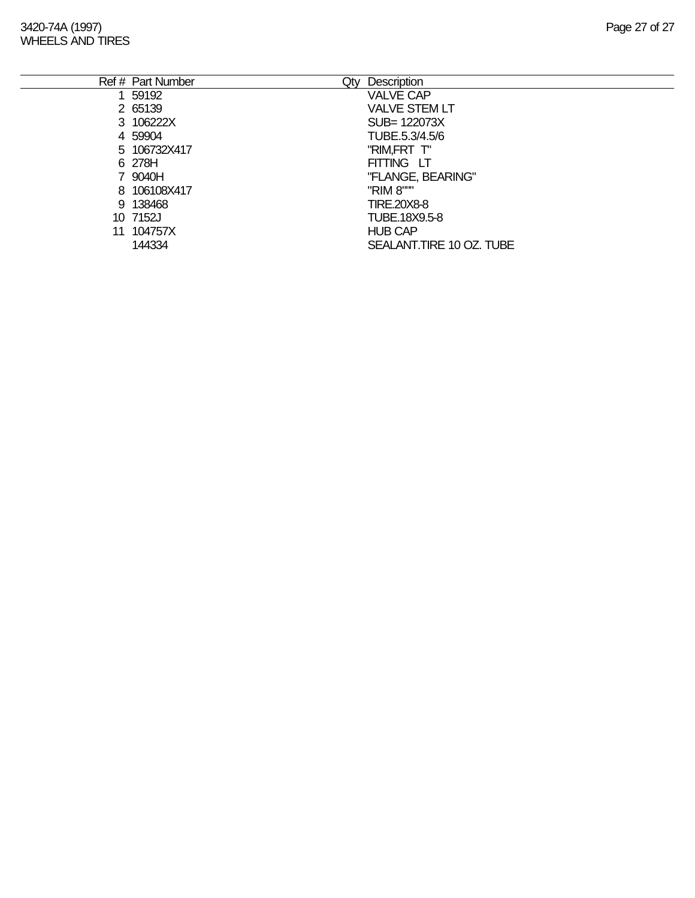| Ref # | Part Number | Qty | Description |
| --- | --- | --- | --- |
| 1 | 59192 | | VALVE CAP |
| 2 | 65139 | | VALVE STEM LT |
| 3 | 106222X | | SUB= 122073X |
| 4 | 59904 | | TUBE.5.3/4.5/6 |
| 5 | 106732X417 | | "RIM,FRT T" |
| 6 | 278H | | FITTING LT |
| 7 | 9040H | | "FLANGE, BEARING" |
| 8 | 106108X417 | | "RIM 8""" |
| 9 | 138468 | | TIRE.20X8-8 |
| 10 | 7152J | | TUBE.18X9.5-8 |
| 11 | 104757X | | HUB CAP |
| | 144334 | | SEALANT.TIRE 10 OZ. TUBE |